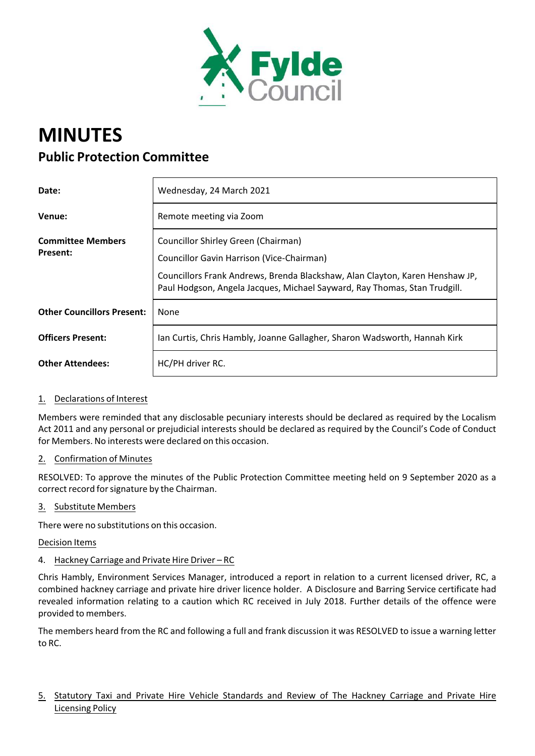# MINUTES

## Public Protection Committee

| | |
|---|---|
| **Date:** | Wednesday, 24 March 2021 |
| **Venue:** | Remote meeting via Zoom |
| **Committee Members Present:** | Councillor Shirley Green (Chairman)<br>Councillor Gavin Harrison (Vice-Chairman)<br>Councillors Frank Andrews, Brenda Blackshaw, Alan Clayton, Karen Henshaw JP, Paul Hodgson, Angela Jacques, Michael Sayward, Ray Thomas, Stan Trudgill. |
| **Other Councillors Present:** | None |
| **Officers Present:** | Ian Curtis, Chris Hambly, Joanne Gallagher, Sharon Wadsworth, Hannah Kirk |
| **Other Attendees:** | HC/PH driver RC. |

1. Declarations of Interest

Members were reminded that any disclosable pecuniary interests should be declared as required by the Localism Act 2011 and any personal or prejudicial interests should be declared as required by the Council's Code of Conduct for Members. No interests were declared on this occasion.

2. Confirmation of Minutes

RESOLVED: To approve the minutes of the Public Protection Committee meeting held on 9 September 2020 as a correct record for signature by the Chairman.

3. Substitute Members

There were no substitutions on this occasion.

Decision Items

4. Hackney Carriage and Private Hire Driver – RC

Chris Hambly, Environment Services Manager, introduced a report in relation to a current licensed driver, RC, a combined hackney carriage and private hire driver licence holder. A Disclosure and Barring Service certificate had revealed information relating to a caution which RC received in July 2018. Further details of the offence were provided to members.

The members heard from the RC and following a full and frank discussion it was RESOLVED to issue a warning letter to RC.

5. Statutory Taxi and Private Hire Vehicle Standards and Review of The Hackney Carriage and Private Hire Licensing Policy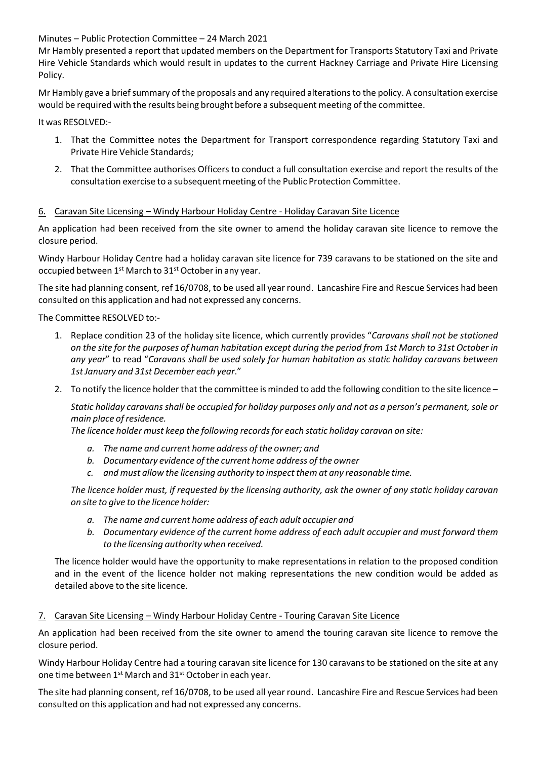Minutes – Public Protection Committee – 24 March 2021

Mr Hambly presented a report that updated members on the Department for Transports Statutory Taxi and Private Hire Vehicle Standards which would result in updates to the current Hackney Carriage and Private Hire Licensing Policy.

Mr Hambly gave a brief summary of the proposals and any required alterations to the policy. A consultation exercise would be required with the results being brought before a subsequent meeting of the committee.

It was RESOLVED:-

1. That the Committee notes the Department for Transport correspondence regarding Statutory Taxi and Private Hire Vehicle Standards;
2. That the Committee authorises Officers to conduct a full consultation exercise and report the results of the consultation exercise to a subsequent meeting of the Public Protection Committee.

## 6. Caravan Site Licensing – Windy Harbour Holiday Centre - Holiday Caravan Site Licence

An application had been received from the site owner to amend the holiday caravan site licence to remove the closure period.

Windy Harbour Holiday Centre had a holiday caravan site licence for 739 caravans to be stationed on the site and occupied between 1st March to 31st October in any year.

The site had planning consent, ref 16/0708, to be used all year round. Lancashire Fire and Rescue Services had been consulted on this application and had not expressed any concerns.

The Committee RESOLVED to:-

1. Replace condition 23 of the holiday site licence, which currently provides "*Caravans shall not be stationed on the site for the purposes of human habitation except during the period from 1st March to 31st October in any year*" to read "*Caravans shall be used solely for human habitation as static holiday caravans between 1st January and 31st December each year*."
2. To notify the licence holder that the committee is minded to add the following condition to the site licence –

   *Static holiday caravans shall be occupied for holiday purposes only and not as a person's permanent, sole or main place of residence.*
   *The licence holder must keep the following records for each static holiday caravan on site:*

   a. *The name and current home address of the owner; and*
   b. *Documentary evidence of the current home address of the owner*
   c. *and must allow the licensing authority to inspect them at any reasonable time.*

   *The licence holder must, if requested by the licensing authority, ask the owner of any static holiday caravan on site to give to the licence holder:*

   a. *The name and current home address of each adult occupier and*
   b. *Documentary evidence of the current home address of each adult occupier and must forward them to the licensing authority when received.*

   The licence holder would have the opportunity to make representations in relation to the proposed condition and in the event of the licence holder not making representations the new condition would be added as detailed above to the site licence.

## 7. Caravan Site Licensing – Windy Harbour Holiday Centre - Touring Caravan Site Licence

An application had been received from the site owner to amend the touring caravan site licence to remove the closure period.

Windy Harbour Holiday Centre had a touring caravan site licence for 130 caravans to be stationed on the site at any one time between 1st March and 31st October in each year.

The site had planning consent, ref 16/0708, to be used all year round. Lancashire Fire and Rescue Services had been consulted on this application and had not expressed any concerns.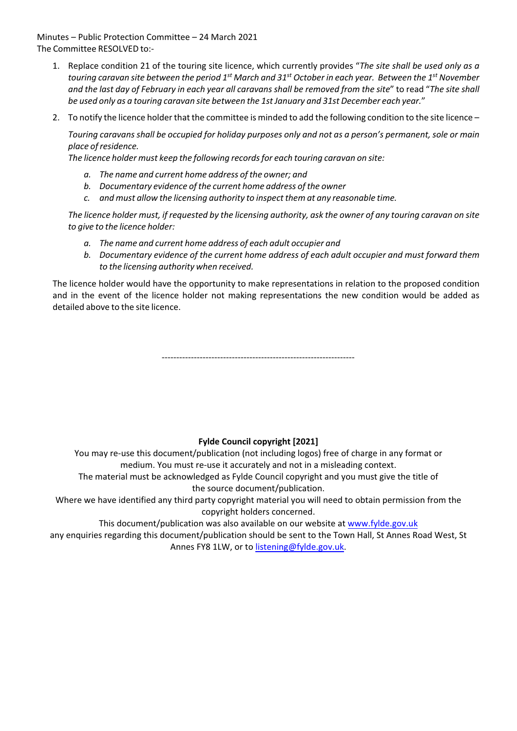Minutes – Public Protection Committee – 24 March 2021
The Committee RESOLVED to:-

1. Replace condition 21 of the touring site licence, which currently provides "*The site shall be used only as a touring caravan site between the period 1st March and 31st October in each year. Between the 1st November and the last day of February in each year all caravans shall be removed from the site*" to read "*The site shall be used only as a touring caravan site between the 1st January and 31st December each year.*"

2. To notify the licence holder that the committee is minded to add the following condition to the site licence –

   *Touring caravans shall be occupied for holiday purposes only and not as a person's permanent, sole or main place of residence.*
   *The licence holder must keep the following records for each touring caravan on site:*

   a. *The name and current home address of the owner; and*
   b. *Documentary evidence of the current home address of the owner*
   c. *and must allow the licensing authority to inspect them at any reasonable time.*

   *The licence holder must, if requested by the licensing authority, ask the owner of any touring caravan on site to give to the licence holder:*

   a. *The name and current home address of each adult occupier and*
   b. *Documentary evidence of the current home address of each adult occupier and must forward them to the licensing authority when received.*

   The licence holder would have the opportunity to make representations in relation to the proposed condition and in the event of the licence holder not making representations the new condition would be added as detailed above to the site licence.

---

**Fylde Council copyright [2021]**

You may re-use this document/publication (not including logos) free of charge in any format or medium. You must re-use it accurately and not in a misleading context.
The material must be acknowledged as Fylde Council copyright and you must give the title of the source document/publication.
Where we have identified any third party copyright material you will need to obtain permission from the copyright holders concerned.
This document/publication was also available on our website at www.fylde.gov.uk
any enquiries regarding this document/publication should be sent to the Town Hall, St Annes Road West, St Annes FY8 1LW, or to listening@fylde.gov.uk.